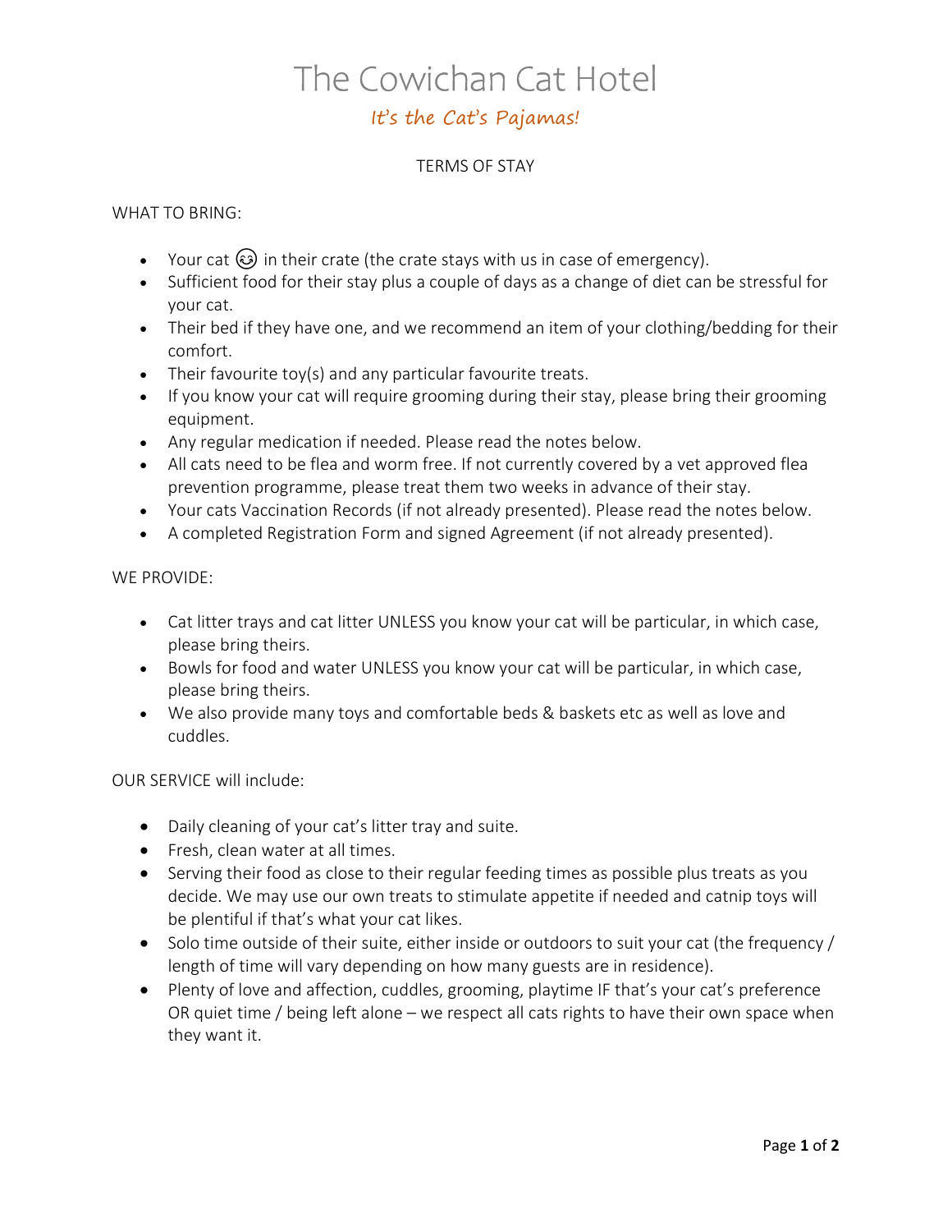# The Cowichan Cat Hotel

## *It's the Cat's Pajamas!*

TERMS OF STAY

WHAT TO BRING:

- Your cat 😊 in their crate (the crate stays with us in case of emergency).
- Sufficient food for their stay plus a couple of days as a change of diet can be stressful for your cat.
- Their bed if they have one, and we recommend an item of your clothing/bedding for their comfort.
- Their favourite toy(s) and any particular favourite treats.
- If you know your cat will require grooming during their stay, please bring their grooming equipment.
- Any regular medication if needed. Please read the notes below.
- All cats need to be flea and worm free. If not currently covered by a vet approved flea prevention programme, please treat them two weeks in advance of their stay.
- Your cats Vaccination Records (if not already presented). Please read the notes below.
- A completed Registration Form and signed Agreement (if not already presented).

WE PROVIDE:

- Cat litter trays and cat litter UNLESS you know your cat will be particular, in which case, please bring theirs.
- Bowls for food and water UNLESS you know your cat will be particular, in which case, please bring theirs.
- We also provide many toys and comfortable beds & baskets etc as well as love and cuddles.

OUR SERVICE will include:

- Daily cleaning of your cat's litter tray and suite.
- Fresh, clean water at all times.
- Serving their food as close to their regular feeding times as possible plus treats as you decide. We may use our own treats to stimulate appetite if needed and catnip toys will be plentiful if that's what your cat likes.
- Solo time outside of their suite, either inside or outdoors to suit your cat (the frequency / length of time will vary depending on how many guests are in residence).
- Plenty of love and affection, cuddles, grooming, playtime IF that's your cat's preference OR quiet time / being left alone – we respect all cats rights to have their own space when they want it.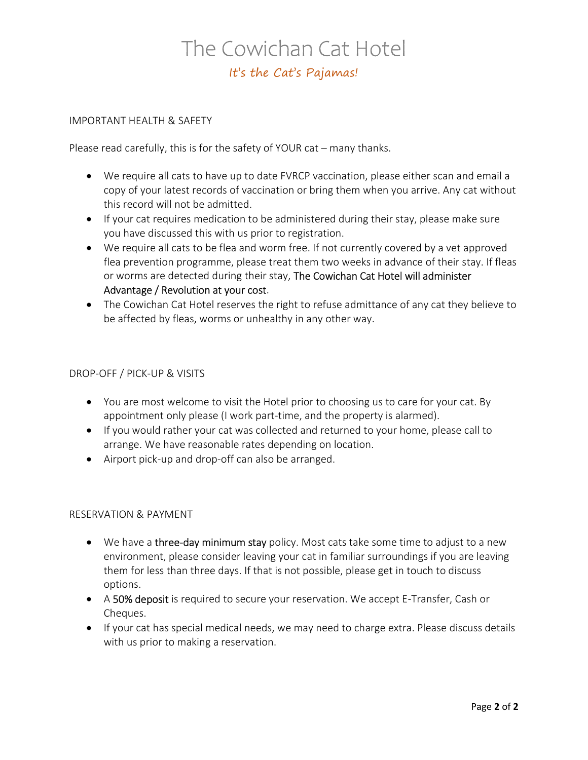# The Cowichan Cat Hotel

*It's the Cat's Pajamas!*

## IMPORTANT HEALTH & SAFETY

Please read carefully, this is for the safety of YOUR cat – many thanks.

- We require all cats to have up to date FVRCP vaccination, please either scan and email a copy of your latest records of vaccination or bring them when you arrive. Any cat without this record will not be admitted.
- If your cat requires medication to be administered during their stay, please make sure you have discussed this with us prior to registration.
- We require all cats to be flea and worm free. If not currently covered by a vet approved flea prevention programme, please treat them two weeks in advance of their stay. If fleas or worms are detected during their stay, The Cowichan Cat Hotel will administer Advantage / Revolution at your cost.
- The Cowichan Cat Hotel reserves the right to refuse admittance of any cat they believe to be affected by fleas, worms or unhealthy in any other way.

## DROP-OFF / PICK-UP & VISITS

- You are most welcome to visit the Hotel prior to choosing us to care for your cat. By appointment only please (I work part-time, and the property is alarmed).
- If you would rather your cat was collected and returned to your home, please call to arrange. We have reasonable rates depending on location.
- Airport pick-up and drop-off can also be arranged.

## RESERVATION & PAYMENT

- We have a three-day minimum stay policy. Most cats take some time to adjust to a new environment, please consider leaving your cat in familiar surroundings if you are leaving them for less than three days. If that is not possible, please get in touch to discuss options.
- A 50% deposit is required to secure your reservation. We accept E-Transfer, Cash or Cheques.
- If your cat has special medical needs, we may need to charge extra. Please discuss details with us prior to making a reservation.